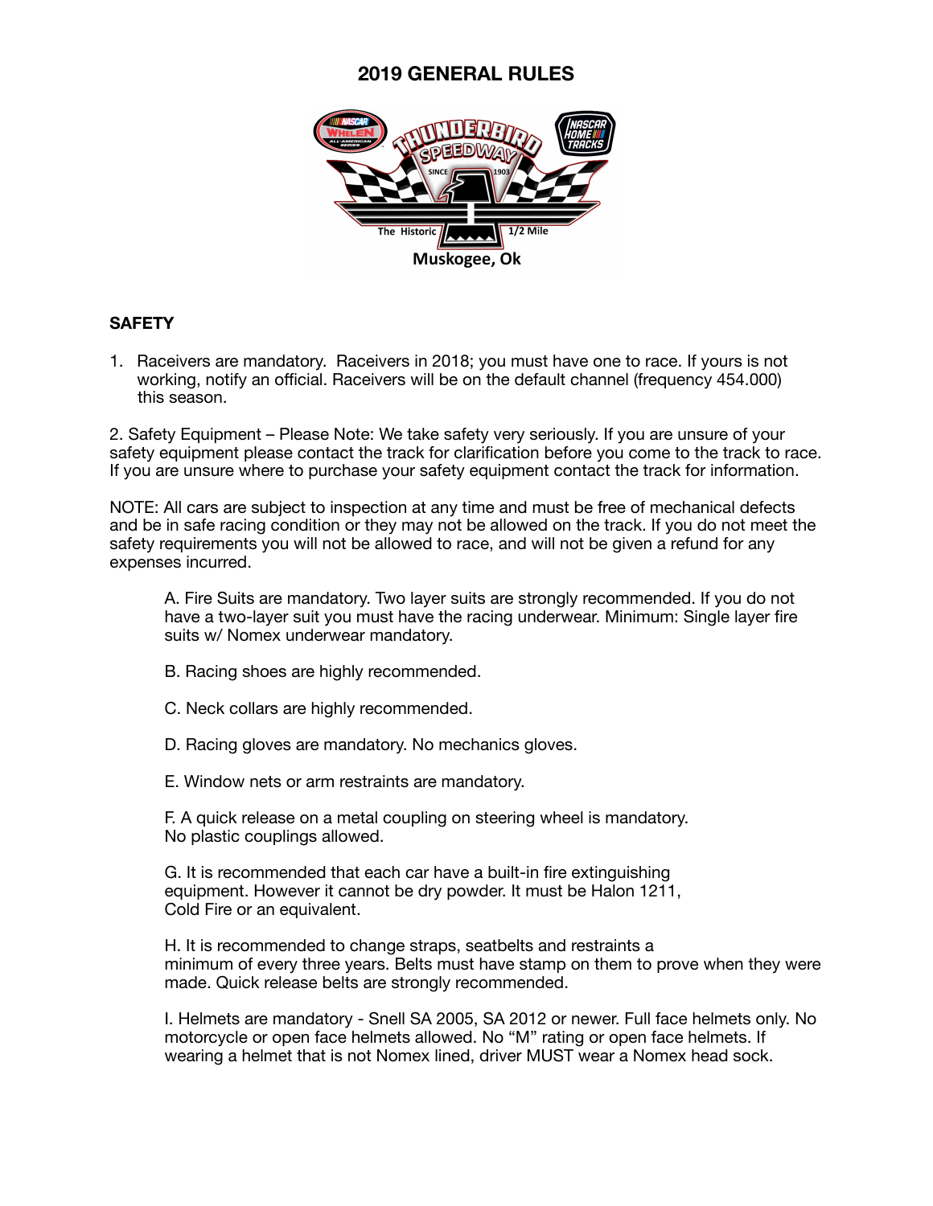# 2019 GENERAL RULES

## SAFETY

1. Raceivers are mandatory. Raceivers in 2018; you must have one to race. If yours is not working, notify an official. Raceivers will be on the default channel (frequency 454.000) this season.

2. Safety Equipment – Please Note: We take safety very seriously. If you are unsure of your safety equipment please contact the track for clarification before you come to the track to race. If you are unsure where to purchase your safety equipment contact the track for information.

NOTE: All cars are subject to inspection at any time and must be free of mechanical defects and be in safe racing condition or they may not be allowed on the track. If you do not meet the safety requirements you will not be allowed to race, and will not be given a refund for any expenses incurred.

A. Fire Suits are mandatory. Two layer suits are strongly recommended. If you do not have a two-layer suit you must have the racing underwear. Minimum: Single layer fire suits w/ Nomex underwear mandatory.

B. Racing shoes are highly recommended.

C. Neck collars are highly recommended.

D. Racing gloves are mandatory. No mechanics gloves.

E. Window nets or arm restraints are mandatory.

F. A quick release on a metal coupling on steering wheel is mandatory. No plastic couplings allowed.

G. It is recommended that each car have a built-in fire extinguishing equipment. However it cannot be dry powder. It must be Halon 1211, Cold Fire or an equivalent.

H. It is recommended to change straps, seatbelts and restraints a minimum of every three years. Belts must have stamp on them to prove when they were made. Quick release belts are strongly recommended.

I. Helmets are mandatory - Snell SA 2005, SA 2012 or newer. Full face helmets only. No motorcycle or open face helmets allowed. No "M" rating or open face helmets. If wearing a helmet that is not Nomex lined, driver MUST wear a Nomex head sock.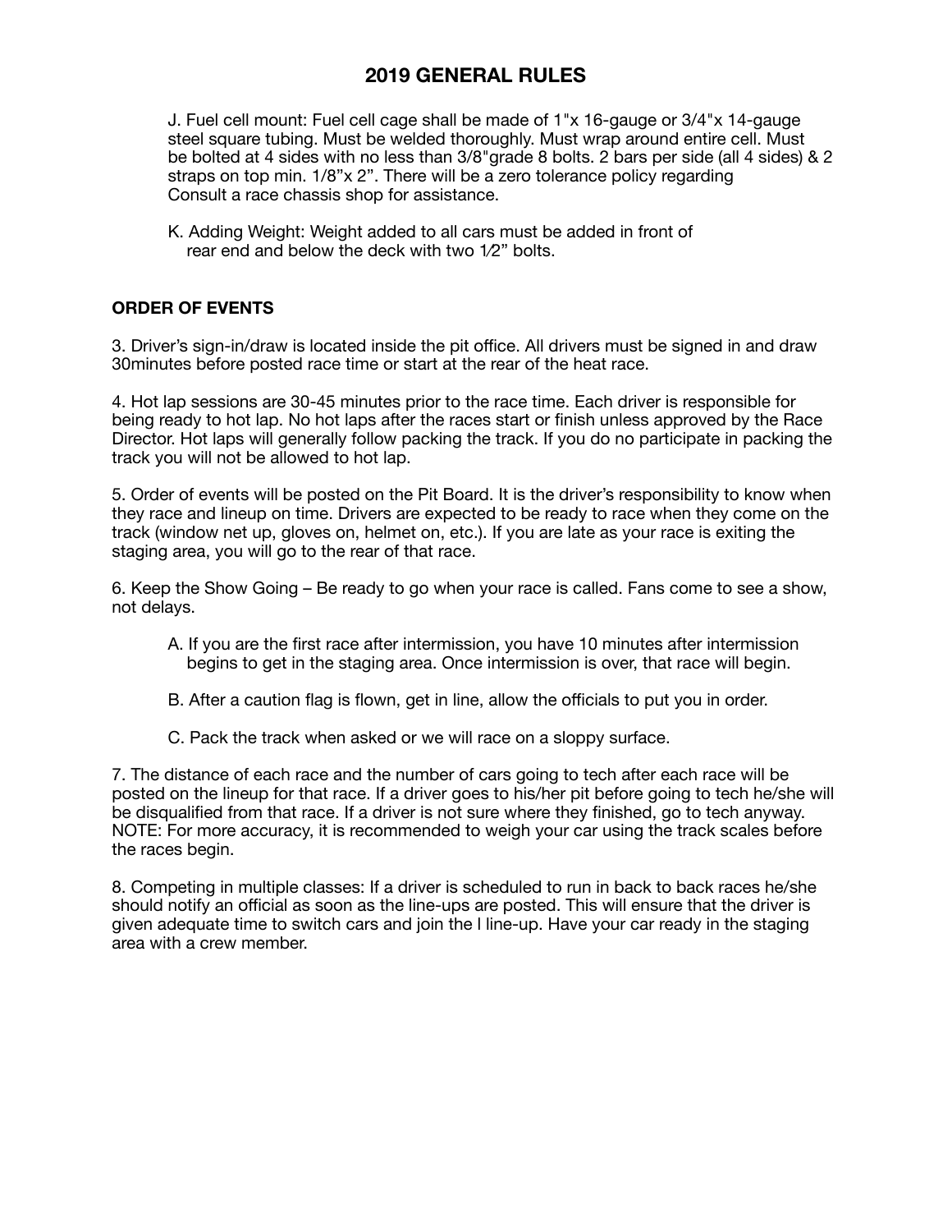## 2019 GENERAL RULES

J. Fuel cell mount: Fuel cell cage shall be made of 1"x 16-gauge or 3/4"x 14-gauge steel square tubing. Must be welded thoroughly. Must wrap around entire cell. Must be bolted at 4 sides with no less than 3/8"grade 8 bolts. 2 bars per side (all 4 sides) & 2 straps on top min. 1/8"x 2". There will be a zero tolerance policy regarding Consult a race chassis shop for assistance.

K. Adding Weight: Weight added to all cars must be added in front of rear end and below the deck with two 1⁄2" bolts.

**ORDER OF EVENTS**

3. Driver's sign-in/draw is located inside the pit office. All drivers must be signed in and draw 30minutes before posted race time or start at the rear of the heat race.

4. Hot lap sessions are 30-45 minutes prior to the race time. Each driver is responsible for being ready to hot lap. No hot laps after the races start or finish unless approved by the Race Director. Hot laps will generally follow packing the track. If you do no participate in packing the track you will not be allowed to hot lap.

5. Order of events will be posted on the Pit Board. It is the driver's responsibility to know when they race and lineup on time. Drivers are expected to be ready to race when they come on the track (window net up, gloves on, helmet on, etc.). If you are late as your race is exiting the staging area, you will go to the rear of that race.

6. Keep the Show Going – Be ready to go when your race is called. Fans come to see a show, not delays.

A. If you are the first race after intermission, you have 10 minutes after intermission begins to get in the staging area. Once intermission is over, that race will begin.

B. After a caution flag is flown, get in line, allow the officials to put you in order.

C. Pack the track when asked or we will race on a sloppy surface.

7. The distance of each race and the number of cars going to tech after each race will be posted on the lineup for that race. If a driver goes to his/her pit before going to tech he/she will be disqualified from that race. If a driver is not sure where they finished, go to tech anyway. NOTE: For more accuracy, it is recommended to weigh your car using the track scales before the races begin.

8. Competing in multiple classes: If a driver is scheduled to run in back to back races he/she should notify an official as soon as the line-ups are posted. This will ensure that the driver is given adequate time to switch cars and join the l line-up. Have your car ready in the staging area with a crew member.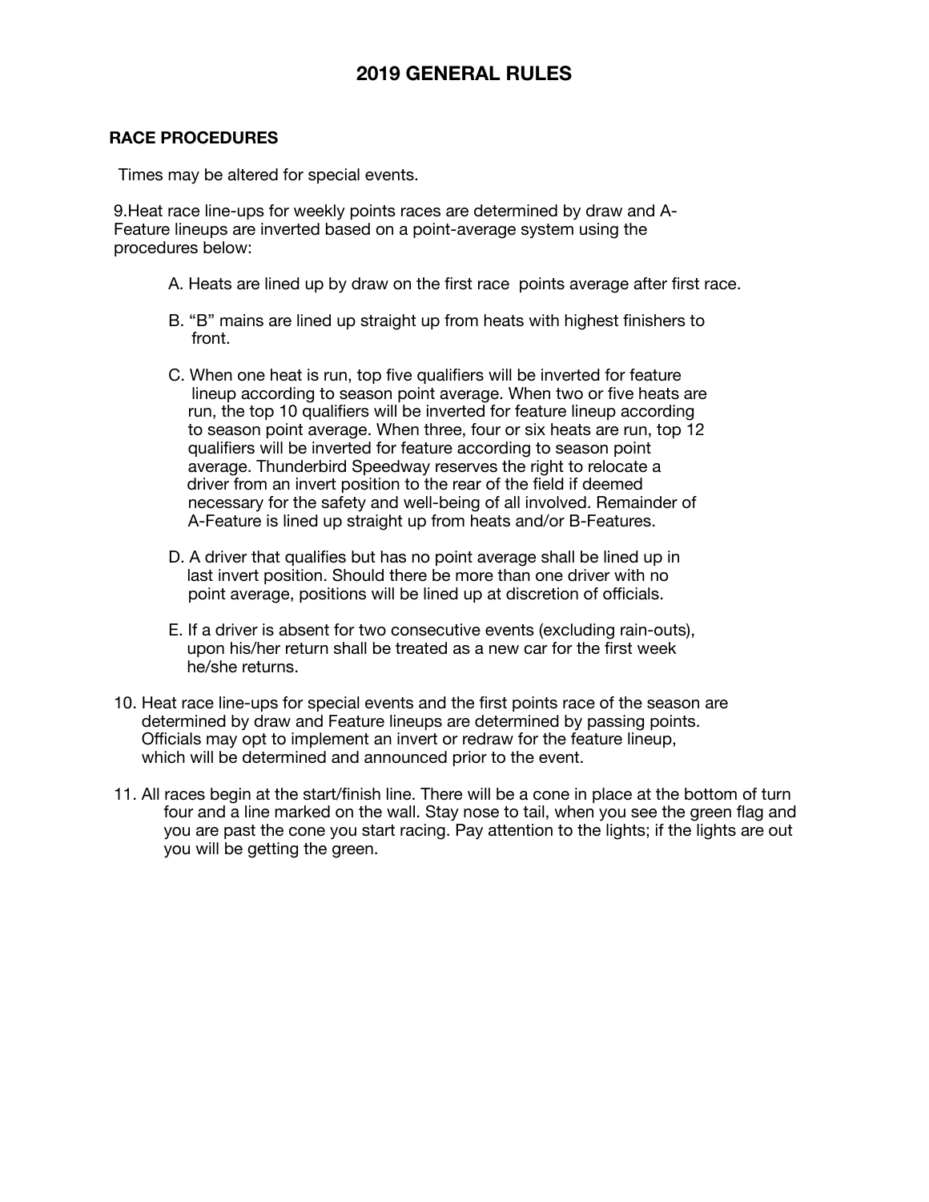# 2019 GENERAL RULES

**RACE PROCEDURES**

Times may be altered for special events.

9.Heat race line-ups for weekly points races are determined by draw and A-Feature lineups are inverted based on a point-average system using the procedures below:

A. Heats are lined up by draw on the first race points average after first race.

B. "B" mains are lined up straight up from heats with highest finishers to front.

C. When one heat is run, top five qualifiers will be inverted for feature lineup according to season point average. When two or five heats are run, the top 10 qualifiers will be inverted for feature lineup according to season point average. When three, four or six heats are run, top 12 qualifiers will be inverted for feature according to season point average. Thunderbird Speedway reserves the right to relocate a driver from an invert position to the rear of the field if deemed necessary for the safety and well-being of all involved. Remainder of A-Feature is lined up straight up from heats and/or B-Features.

D. A driver that qualifies but has no point average shall be lined up in last invert position. Should there be more than one driver with no point average, positions will be lined up at discretion of officials.

E. If a driver is absent for two consecutive events (excluding rain-outs), upon his/her return shall be treated as a new car for the first week he/she returns.

10. Heat race line-ups for special events and the first points race of the season are determined by draw and Feature lineups are determined by passing points. Officials may opt to implement an invert or redraw for the feature lineup, which will be determined and announced prior to the event.

11. All races begin at the start/finish line. There will be a cone in place at the bottom of turn four and a line marked on the wall. Stay nose to tail, when you see the green flag and you are past the cone you start racing. Pay attention to the lights; if the lights are out you will be getting the green.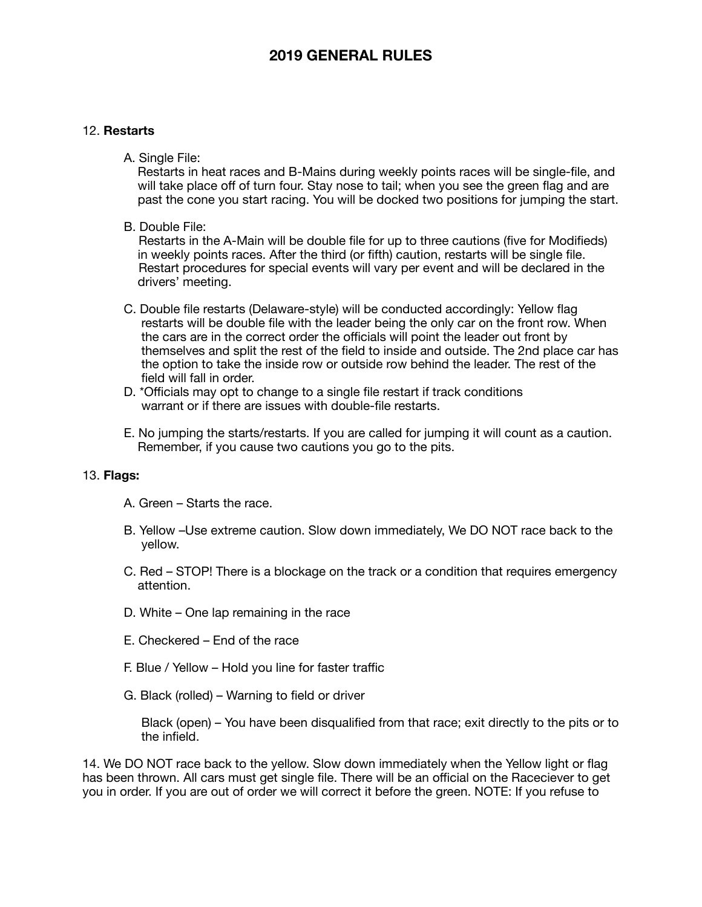# 2019 GENERAL RULES

12. **Restarts**

A. Single File:
Restarts in heat races and B-Mains during weekly points races will be single-file, and will take place off of turn four. Stay nose to tail; when you see the green flag and are past the cone you start racing. You will be docked two positions for jumping the start.

B. Double File:
Restarts in the A-Main will be double file for up to three cautions (five for Modifieds) in weekly points races. After the third (or fifth) caution, restarts will be single file. Restart procedures for special events will vary per event and will be declared in the drivers' meeting.

C. Double file restarts (Delaware-style) will be conducted accordingly: Yellow flag restarts will be double file with the leader being the only car on the front row. When the cars are in the correct order the officials will point the leader out front by themselves and split the rest of the field to inside and outside. The 2nd place car has the option to take the inside row or outside row behind the leader. The rest of the field will fall in order.

D. *Officials may opt to change to a single file restart if track conditions warrant or if there are issues with double-file restarts.

E. No jumping the starts/restarts. If you are called for jumping it will count as a caution. Remember, if you cause two cautions you go to the pits.

13. **Flags:**

A. Green – Starts the race.

B. Yellow –Use extreme caution. Slow down immediately, We DO NOT race back to the yellow.

C. Red – STOP! There is a blockage on the track or a condition that requires emergency attention.

D. White – One lap remaining in the race

E. Checkered – End of the race

F. Blue / Yellow – Hold you line for faster traffic

G. Black (rolled) – Warning to field or driver

Black (open) – You have been disqualified from that race; exit directly to the pits or to the infield.

14. We DO NOT race back to the yellow. Slow down immediately when the Yellow light or flag has been thrown. All cars must get single file. There will be an official on the Raceciever to get you in order. If you are out of order we will correct it before the green. NOTE: If you refuse to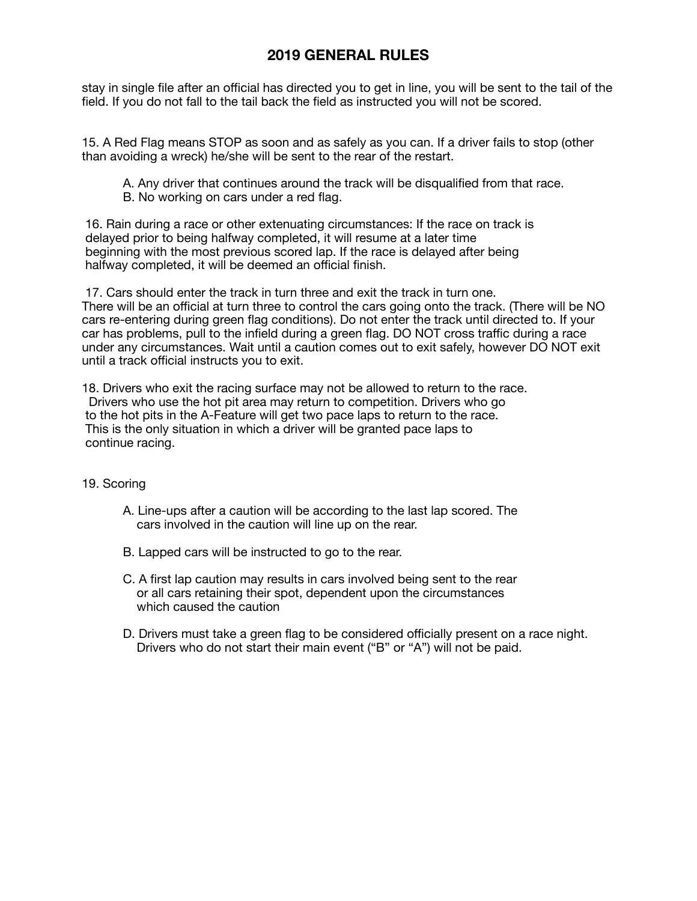stay in single file after an official has directed you to get in line, you will be sent to the tail of the field. If you do not fall to the tail back the field as instructed you will not be scored.

15. A Red Flag means STOP as soon and as safely as you can. If a driver fails to stop (other than avoiding a wreck) he/she will be sent to the rear of the restart.

A. Any driver that continues around the track will be disqualified from that race.
B. No working on cars under a red flag.

16. Rain during a race or other extenuating circumstances: If the race on track is delayed prior to being halfway completed, it will resume at a later time beginning with the most previous scored lap. If the race is delayed after being halfway completed, it will be deemed an official finish.

17. Cars should enter the track in turn three and exit the track in turn one. There will be an official at turn three to control the cars going onto the track. (There will be NO cars re-entering during green flag conditions). Do not enter the track until directed to. If your car has problems, pull to the infield during a green flag. DO NOT cross traffic during a race under any circumstances. Wait until a caution comes out to exit safely, however DO NOT exit until a track official instructs you to exit.

18. Drivers who exit the racing surface may not be allowed to return to the race. Drivers who use the hot pit area may return to competition. Drivers who go to the hot pits in the A-Feature will get two pace laps to return to the race. This is the only situation in which a driver will be granted pace laps to continue racing.

19. Scoring

A. Line-ups after a caution will be according to the last lap scored. The cars involved in the caution will line up on the rear.

B. Lapped cars will be instructed to go to the rear.

C. A first lap caution may results in cars involved being sent to the rear or all cars retaining their spot, dependent upon the circumstances which caused the caution

D. Drivers must take a green flag to be considered officially present on a race night. Drivers who do not start their main event ("B" or "A") will not be paid.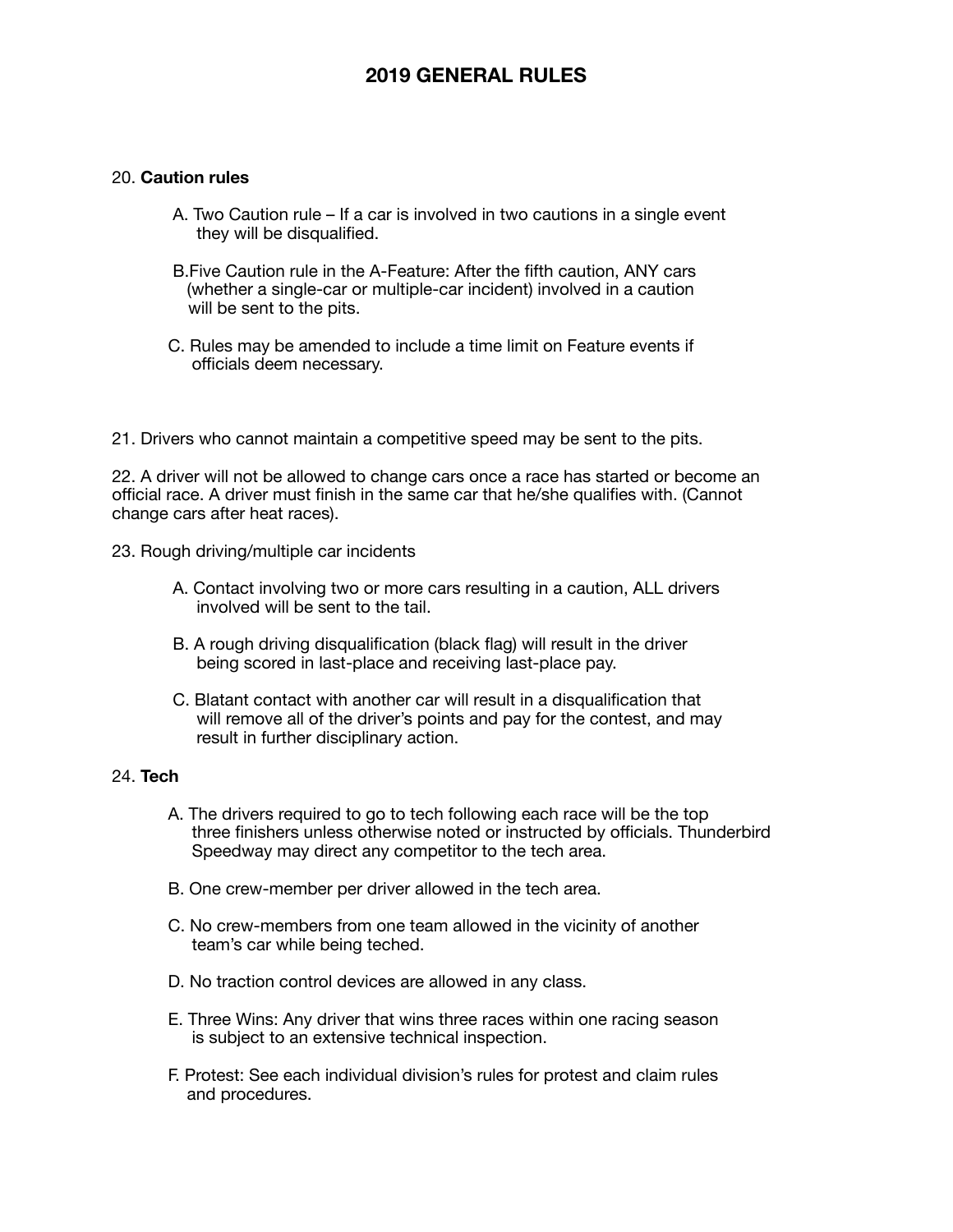# 2019 GENERAL RULES

20. **Caution rules**

   A. Two Caution rule – If a car is involved in two cautions in a single event they will be disqualified.

   B. Five Caution rule in the A-Feature: After the fifth caution, ANY cars (whether a single-car or multiple-car incident) involved in a caution will be sent to the pits.

   C. Rules may be amended to include a time limit on Feature events if officials deem necessary.

21. Drivers who cannot maintain a competitive speed may be sent to the pits.

22. A driver will not be allowed to change cars once a race has started or become an official race. A driver must finish in the same car that he/she qualifies with. (Cannot change cars after heat races).

23. Rough driving/multiple car incidents

   A. Contact involving two or more cars resulting in a caution, ALL drivers involved will be sent to the tail.

   B. A rough driving disqualification (black flag) will result in the driver being scored in last-place and receiving last-place pay.

   C. Blatant contact with another car will result in a disqualification that will remove all of the driver's points and pay for the contest, and may result in further disciplinary action.

24. **Tech**

   A. The drivers required to go to tech following each race will be the top three finishers unless otherwise noted or instructed by officials. Thunderbird Speedway may direct any competitor to the tech area.

   B. One crew-member per driver allowed in the tech area.

   C. No crew-members from one team allowed in the vicinity of another team's car while being teched.

   D. No traction control devices are allowed in any class.

   E. Three Wins: Any driver that wins three races within one racing season is subject to an extensive technical inspection.

   F. Protest: See each individual division's rules for protest and claim rules and procedures.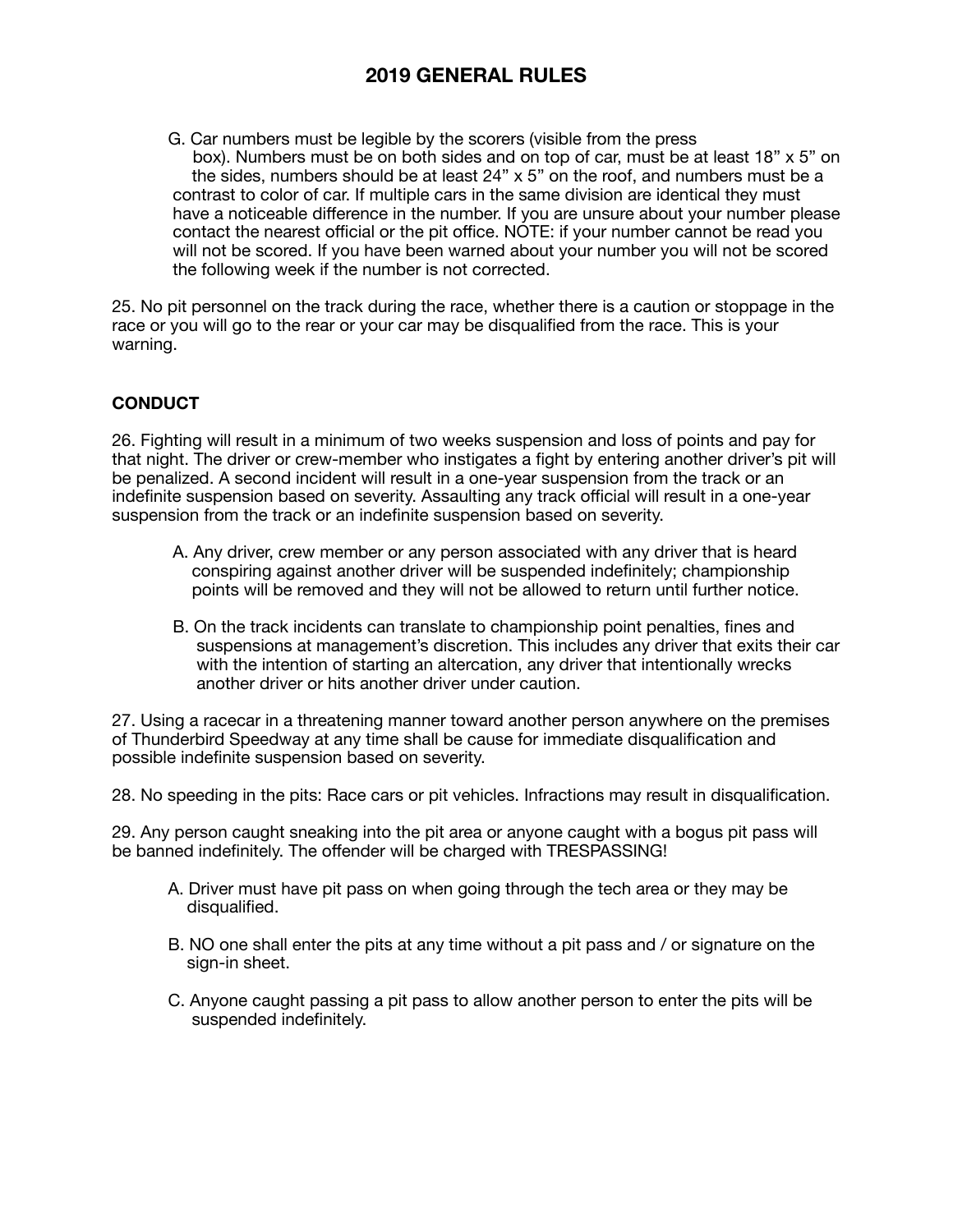G. Car numbers must be legible by the scorers (visible from the press box). Numbers must be on both sides and on top of car, must be at least 18" x 5" on the sides, numbers should be at least 24" x 5" on the roof, and numbers must be a contrast to color of car. If multiple cars in the same division are identical they must have a noticeable difference in the number. If you are unsure about your number please contact the nearest official or the pit office. NOTE: if your number cannot be read you will not be scored. If you have been warned about your number you will not be scored the following week if the number is not corrected.

25. No pit personnel on the track during the race, whether there is a caution or stoppage in the race or you will go to the rear or your car may be disqualified from the race. This is your warning.

**CONDUCT**

26. Fighting will result in a minimum of two weeks suspension and loss of points and pay for that night. The driver or crew-member who instigates a fight by entering another driver's pit will be penalized. A second incident will result in a one-year suspension from the track or an indefinite suspension based on severity. Assaulting any track official will result in a one-year suspension from the track or an indefinite suspension based on severity.

A. Any driver, crew member or any person associated with any driver that is heard conspiring against another driver will be suspended indefinitely; championship points will be removed and they will not be allowed to return until further notice.

B. On the track incidents can translate to championship point penalties, fines and suspensions at management's discretion. This includes any driver that exits their car with the intention of starting an altercation, any driver that intentionally wrecks another driver or hits another driver under caution.

27. Using a racecar in a threatening manner toward another person anywhere on the premises of Thunderbird Speedway at any time shall be cause for immediate disqualification and possible indefinite suspension based on severity.

28. No speeding in the pits: Race cars or pit vehicles. Infractions may result in disqualification.

29. Any person caught sneaking into the pit area or anyone caught with a bogus pit pass will be banned indefinitely. The offender will be charged with TRESPASSING!

A. Driver must have pit pass on when going through the tech area or they may be disqualified.

B. NO one shall enter the pits at any time without a pit pass and / or signature on the sign-in sheet.

C. Anyone caught passing a pit pass to allow another person to enter the pits will be suspended indefinitely.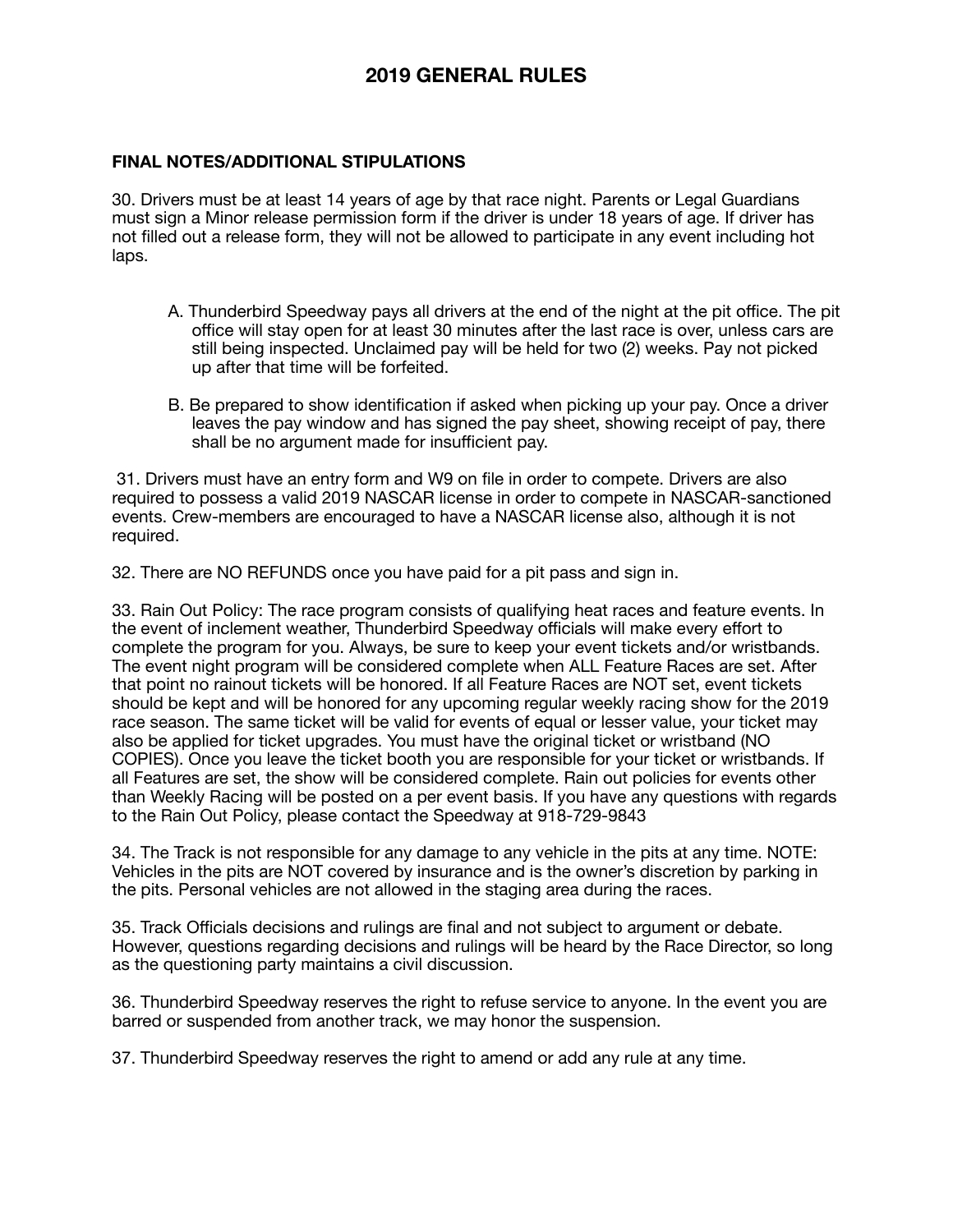# 2019 GENERAL RULES

**FINAL NOTES/ADDITIONAL STIPULATIONS**

30. Drivers must be at least 14 years of age by that race night. Parents or Legal Guardians must sign a Minor release permission form if the driver is under 18 years of age. If driver has not filled out a release form, they will not be allowed to participate in any event including hot laps.

   A. Thunderbird Speedway pays all drivers at the end of the night at the pit office. The pit office will stay open for at least 30 minutes after the last race is over, unless cars are still being inspected. Unclaimed pay will be held for two (2) weeks. Pay not picked up after that time will be forfeited.

   B. Be prepared to show identification if asked when picking up your pay. Once a driver leaves the pay window and has signed the pay sheet, showing receipt of pay, there shall be no argument made for insufficient pay.

31. Drivers must have an entry form and W9 on file in order to compete. Drivers are also required to possess a valid 2019 NASCAR license in order to compete in NASCAR-sanctioned events. Crew-members are encouraged to have a NASCAR license also, although it is not required.

32. There are NO REFUNDS once you have paid for a pit pass and sign in.

33. Rain Out Policy: The race program consists of qualifying heat races and feature events. In the event of inclement weather, Thunderbird Speedway officials will make every effort to complete the program for you. Always, be sure to keep your event tickets and/or wristbands. The event night program will be considered complete when ALL Feature Races are set. After that point no rainout tickets will be honored. If all Feature Races are NOT set, event tickets should be kept and will be honored for any upcoming regular weekly racing show for the 2019 race season. The same ticket will be valid for events of equal or lesser value, your ticket may also be applied for ticket upgrades. You must have the original ticket or wristband (NO COPIES). Once you leave the ticket booth you are responsible for your ticket or wristbands. If all Features are set, the show will be considered complete. Rain out policies for events other than Weekly Racing will be posted on a per event basis. If you have any questions with regards to the Rain Out Policy, please contact the Speedway at 918-729-9843

34. The Track is not responsible for any damage to any vehicle in the pits at any time. NOTE: Vehicles in the pits are NOT covered by insurance and is the owner's discretion by parking in the pits. Personal vehicles are not allowed in the staging area during the races.

35. Track Officials decisions and rulings are final and not subject to argument or debate. However, questions regarding decisions and rulings will be heard by the Race Director, so long as the questioning party maintains a civil discussion.

36. Thunderbird Speedway reserves the right to refuse service to anyone. In the event you are barred or suspended from another track, we may honor the suspension.

37. Thunderbird Speedway reserves the right to amend or add any rule at any time.